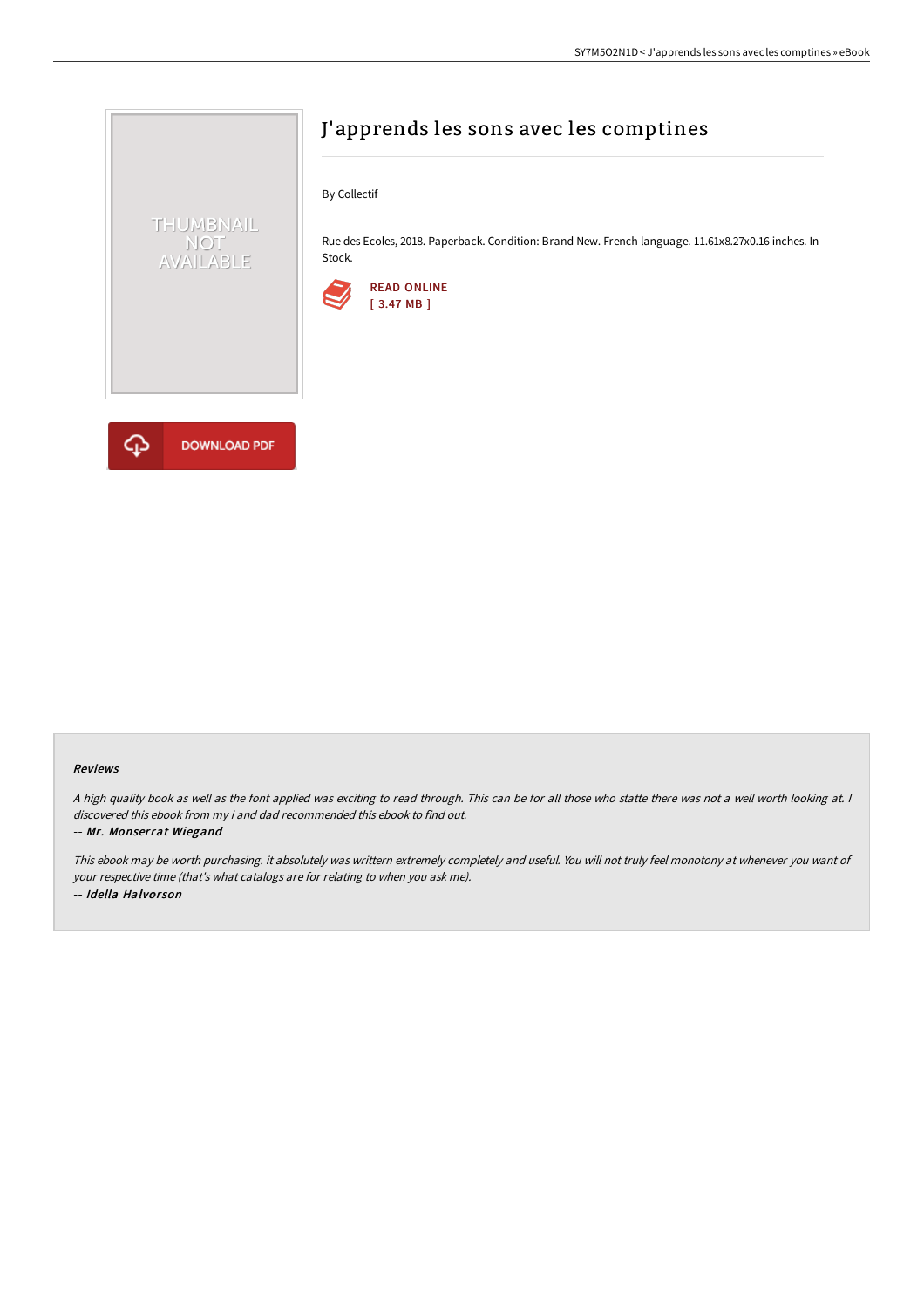# J'apprends les sons avec les comptines

By Collectif

Rue des Ecoles, 2018. Paperback. Condition: Brand New. French language. 11.61x8.27x0.16 inches. In Stock.

READ ONLINE
[ 3.47 MB ]

DOWNLOAD PDF

### Reviews

*A high quality book as well as the font applied was exciting to read through. This can be for all those who statte there was not a well worth looking at. I discovered this ebook from my i and dad recommended this ebook to find out.*

*-- Mr. Monserrat Wiegand*

*This ebook may be worth purchasing. it absolutely was writtern extremely completely and useful. You will not truly feel monotony at whenever you want of your respective time (that's what catalogs are for relating to when you ask me).*

*-- Idella Halvorson*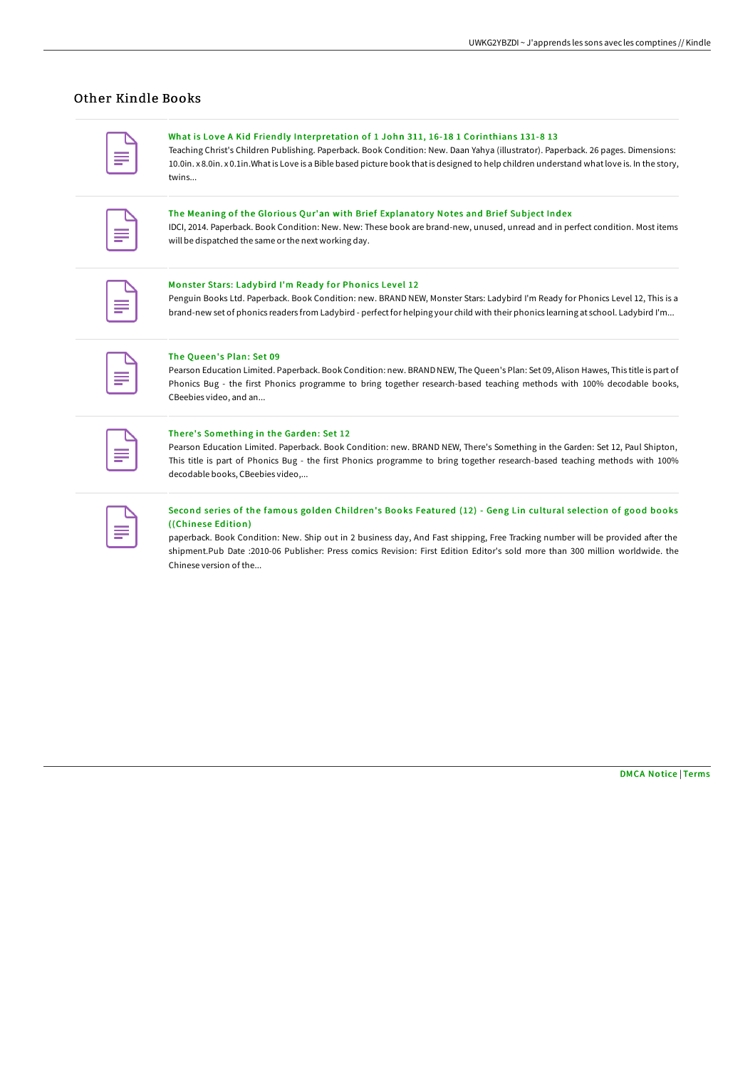## Other Kindle Books

### What is Love A Kid Friendly Interpretation of 1 John 311, 16-18 1 Corinthians 131-8 13

Teaching Christ's Children Publishing. Paperback. Book Condition: New. Daan Yahya (illustrator). Paperback. 26 pages. Dimensions: 10.0in. x 8.0in. x 0.1in.What is Love is a Bible based picture book that is designed to help children understand what love is. In the story, twins...

### The Meaning of the Glorious Qur'an with Brief Explanatory Notes and Brief Subject Index

IDCI, 2014. Paperback. Book Condition: New. New: These book are brand-new, unused, unread and in perfect condition. Most items will be dispatched the same or the next working day.

### Monster Stars: Ladybird I'm Ready for Phonics Level 12

Penguin Books Ltd. Paperback. Book Condition: new. BRAND NEW, Monster Stars: Ladybird I'm Ready for Phonics Level 12, This is a brand-new set of phonics readers from Ladybird - perfect for helping your child with their phonics learning at school. Ladybird I'm...

### The Queen's Plan: Set 09

Pearson Education Limited. Paperback. Book Condition: new. BRAND NEW, The Queen's Plan: Set 09, Alison Hawes, This title is part of Phonics Bug - the first Phonics programme to bring together research-based teaching methods with 100% decodable books, CBeebies video, and an...

### There's Something in the Garden: Set 12

Pearson Education Limited. Paperback. Book Condition: new. BRAND NEW, There's Something in the Garden: Set 12, Paul Shipton, This title is part of Phonics Bug - the first Phonics programme to bring together research-based teaching methods with 100% decodable books, CBeebies video,...

### Second series of the famous golden Children's Books Featured (12) - Geng Lin cultural selection of good books ((Chinese Edition)

paperback. Book Condition: New. Ship out in 2 business day, And Fast shipping, Free Tracking number will be provided after the shipment.Pub Date :2010-06 Publisher: Press comics Revision: First Edition Editor's sold more than 300 million worldwide. the Chinese version of the...

DMCA Notice | Terms